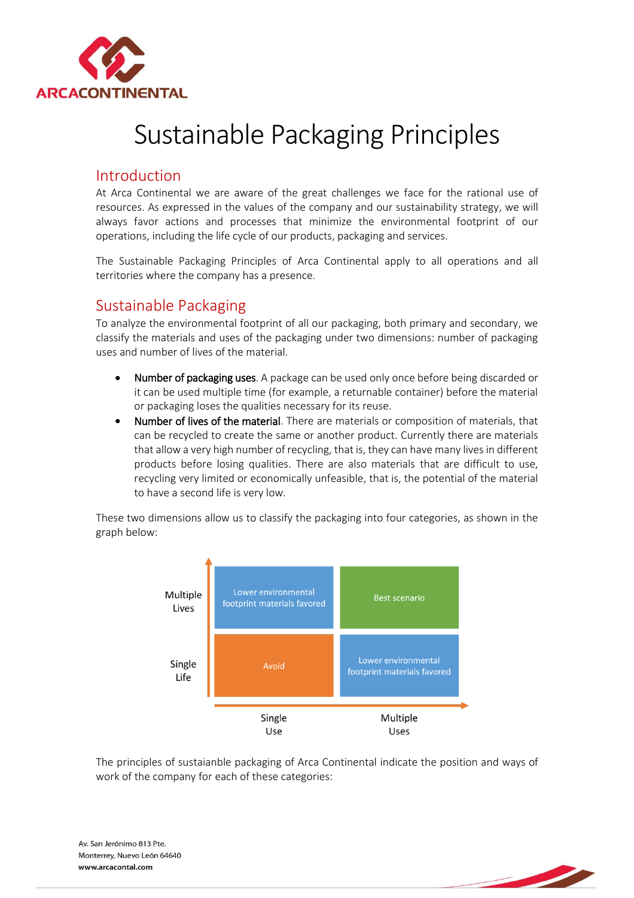# Sustainable Packaging Principles

## Introduction

At Arca Continental we are aware of the great challenges we face for the rational use of resources. As expressed in the values of the company and our sustainability strategy, we will always favor actions and processes that minimize the environmental footprint of our operations, including the life cycle of our products, packaging and services.

The Sustainable Packaging Principles of Arca Continental apply to all operations and all territories where the company has a presence.

## Sustainable Packaging

To analyze the environmental footprint of all our packaging, both primary and secondary, we classify the materials and uses of the packaging under two dimensions: number of packaging uses and number of lives of the material.

- Number of packaging uses. A package can be used only once before being discarded or it can be used multiple time (for example, a returnable container) before the material or packaging loses the qualities necessary for its reuse.
- Number of lives of the material. There are materials or composition of materials, that can be recycled to create the same or another product. Currently there are materials that allow a very high number of recycling, that is, they can have many lives in different products before losing qualities. There are also materials that are difficult to use, recycling very limited or economically unfeasible, that is, the potential of the material to have a second life is very low.

These two dimensions allow us to classify the packaging into four categories, as shown in the graph below:

| | Single Use | Multiple Uses |
|---|---|---|
| Multiple Lives | Lower environmental footprint materials favored | Best scenario |
| Single Life | Avoid | Lower environmental footprint materials favored |

The principles of sustaianble packaging of Arca Continental indicate the position and ways of work of the company for each of these categories: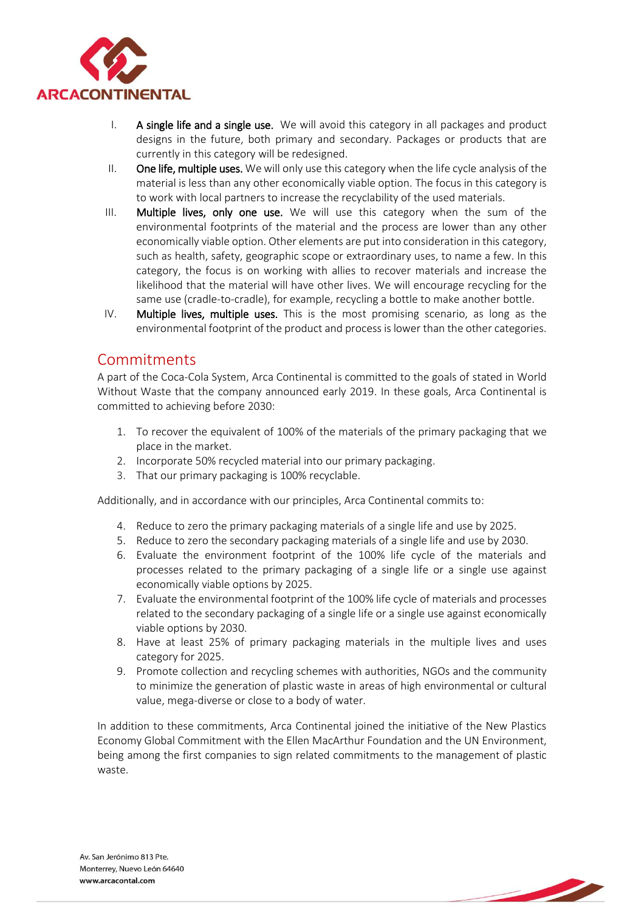I. **A single life and a single use.** We will avoid this category in all packages and product designs in the future, both primary and secondary. Packages or products that are currently in this category will be redesigned.

II. **One life, multiple uses.** We will only use this category when the life cycle analysis of the material is less than any other economically viable option. The focus in this category is to work with local partners to increase the recyclability of the used materials.

III. **Multiple lives, only one use.** We will use this category when the sum of the environmental footprints of the material and the process are lower than any other economically viable option. Other elements are put into consideration in this category, such as health, safety, geographic scope or extraordinary uses, to name a few. In this category, the focus is on working with allies to recover materials and increase the likelihood that the material will have other lives. We will encourage recycling for the same use (cradle-to-cradle), for example, recycling a bottle to make another bottle.

IV. **Multiple lives, multiple uses.** This is the most promising scenario, as long as the environmental footprint of the product and process is lower than the other categories.

## Commitments

A part of the Coca-Cola System, Arca Continental is committed to the goals of stated in World Without Waste that the company announced early 2019. In these goals, Arca Continental is committed to achieving before 2030:

1. To recover the equivalent of 100% of the materials of the primary packaging that we place in the market.
2. Incorporate 50% recycled material into our primary packaging.
3. That our primary packaging is 100% recyclable.

Additionally, and in accordance with our principles, Arca Continental commits to:

4. Reduce to zero the primary packaging materials of a single life and use by 2025.
5. Reduce to zero the secondary packaging materials of a single life and use by 2030.
6. Evaluate the environment footprint of the 100% life cycle of the materials and processes related to the primary packaging of a single life or a single use against economically viable options by 2025.
7. Evaluate the environmental footprint of the 100% life cycle of materials and processes related to the secondary packaging of a single life or a single use against economically viable options by 2030.
8. Have at least 25% of primary packaging materials in the multiple lives and uses category for 2025.
9. Promote collection and recycling schemes with authorities, NGOs and the community to minimize the generation of plastic waste in areas of high environmental or cultural value, mega-diverse or close to a body of water.

In addition to these commitments, Arca Continental joined the initiative of the New Plastics Economy Global Commitment with the Ellen MacArthur Foundation and the UN Environment, being among the first companies to sign related commitments to the management of plastic waste.